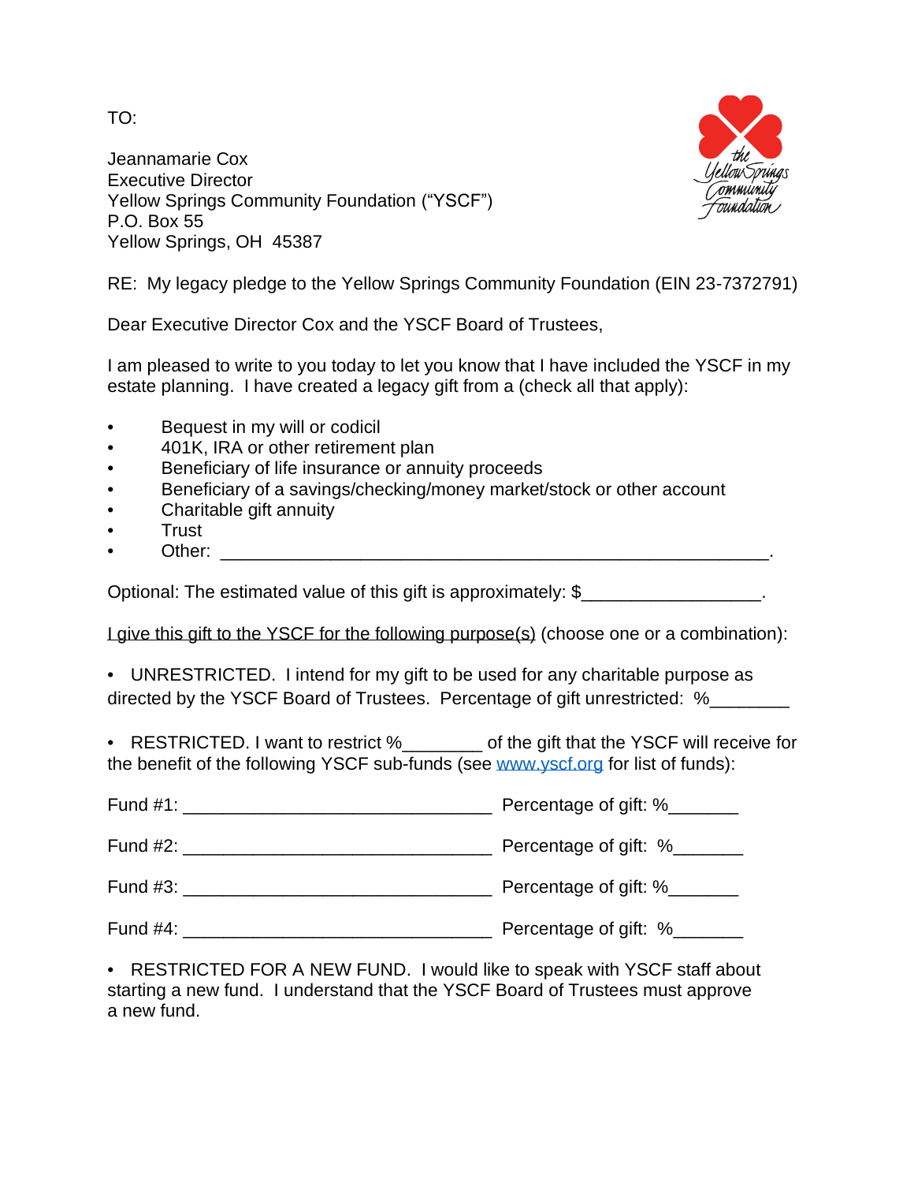TO:

Jeannamarie Cox
Executive Director
Yellow Springs Community Foundation ("YSCF")
P.O. Box 55
Yellow Springs, OH 45387

RE: My legacy pledge to the Yellow Springs Community Foundation (EIN 23-7372791)

Dear Executive Director Cox and the YSCF Board of Trustees,

I am pleased to write to you today to let you know that I have included the YSCF in my estate planning. I have created a legacy gift from a (check all that apply):

- Bequest in my will or codicil
- 401K, IRA or other retirement plan
- Beneficiary of life insurance or annuity proceeds
- Beneficiary of a savings/checking/money market/stock or other account
- Charitable gift annuity
- Trust
- Other: ______________________________________________________.

Optional: The estimated value of this gift is approximately: $_________________.

<u>I give this gift to the YSCF for the following purpose(s)</u> (choose one or a combination):

- UNRESTRICTED. I intend for my gift to be used for any charitable purpose as directed by the YSCF Board of Trustees. Percentage of gift unrestricted: %________

- RESTRICTED. I want to restrict %________ of the gift that the YSCF will receive for the benefit of the following YSCF sub-funds (see www.yscf.org for list of funds):

Fund #1: _______________________________ Percentage of gift: %_______

Fund #2: _______________________________ Percentage of gift: %_______

Fund #3: _______________________________ Percentage of gift: %_______

Fund #4: _______________________________ Percentage of gift: %_______

- RESTRICTED FOR A NEW FUND. I would like to speak with YSCF staff about starting a new fund. I understand that the YSCF Board of Trustees must approve a new fund.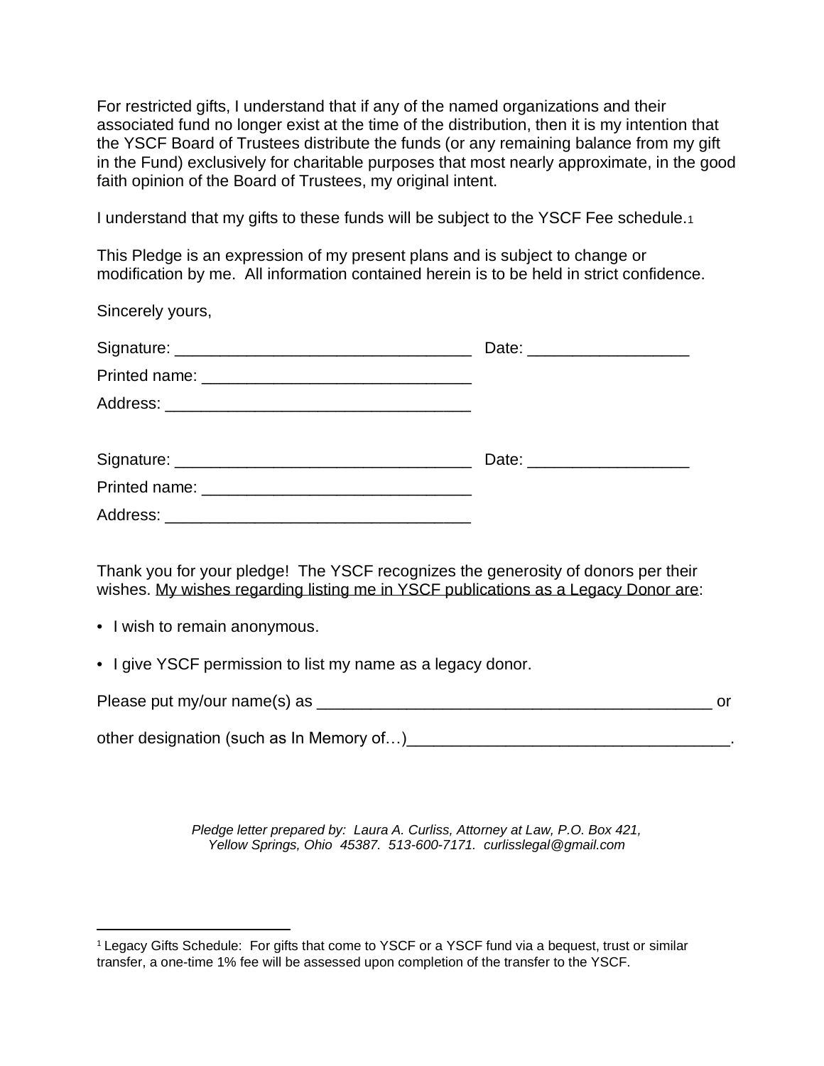For restricted gifts, I understand that if any of the named organizations and their associated fund no longer exist at the time of the distribution, then it is my intention that the YSCF Board of Trustees distribute the funds (or any remaining balance from my gift in the Fund) exclusively for charitable purposes that most nearly approximate, in the good faith opinion of the Board of Trustees, my original intent.

I understand that my gifts to these funds will be subject to the YSCF Fee schedule.[1]

This Pledge is an expression of my present plans and is subject to change or modification by me. All information contained herein is to be held in strict confidence.

Sincerely yours,

Signature: _________________________________ Date: __________________

Printed name: ______________________________

Address: __________________________________

Signature: _________________________________ Date: __________________

Printed name: ______________________________

Address: __________________________________

Thank you for your pledge! The YSCF recognizes the generosity of donors per their wishes. <u>My wishes regarding listing me in YSCF publications as a Legacy Donor are</u>:

- I wish to remain anonymous.
- I give YSCF permission to list my name as a legacy donor.

Please put my/our name(s) as _____________________________________________ or

other designation (such as In Memory of…)___________________________________.

*Pledge letter prepared by: Laura A. Curliss, Attorney at Law, P.O. Box 421, Yellow Springs, Ohio 45387. 513-600-7171. curlisslegal@gmail.com*

[1] Legacy Gifts Schedule: For gifts that come to YSCF or a YSCF fund via a bequest, trust or similar transfer, a one-time 1% fee will be assessed upon completion of the transfer to the YSCF.